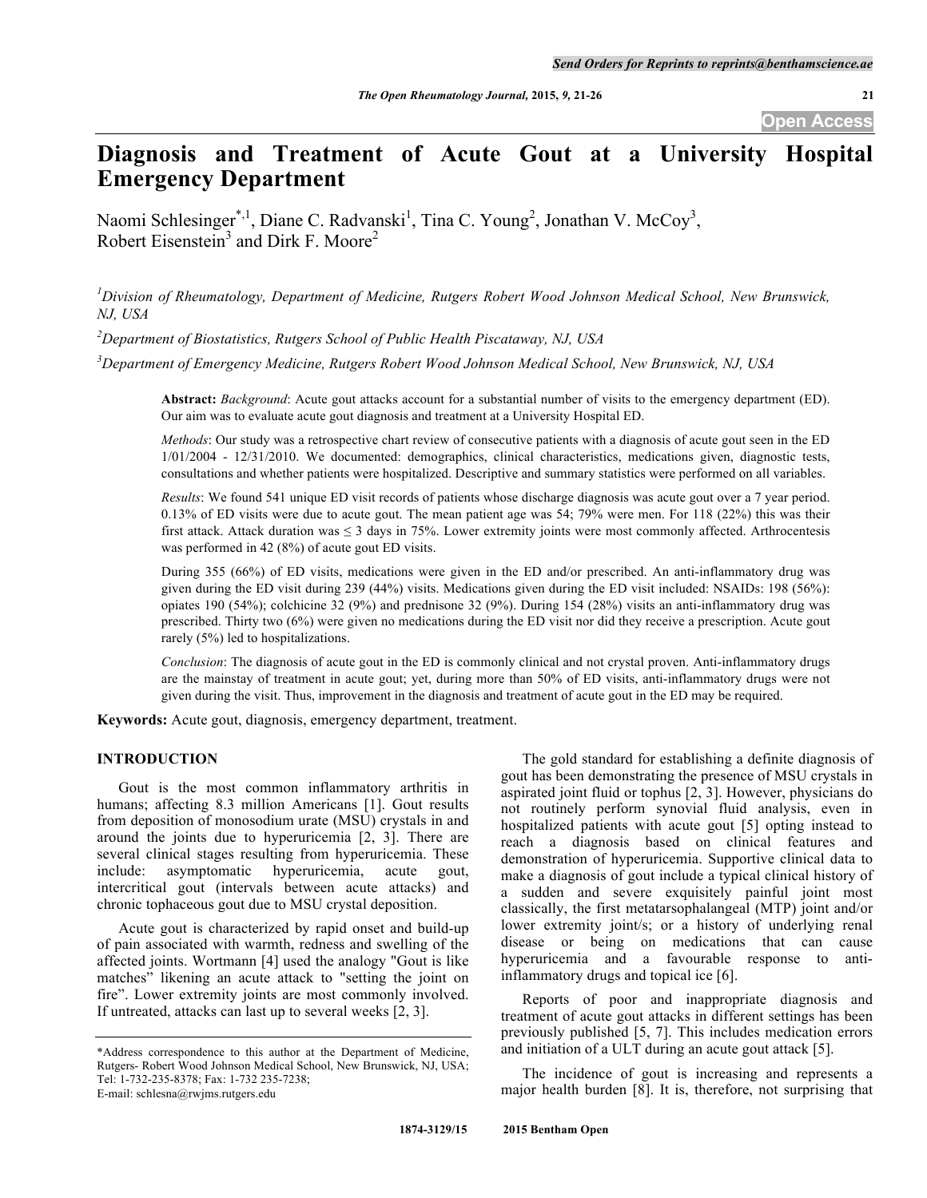# Diagnosis and Treatment of Acute Gout at a University Hospital Emergency Department

Naomi Schlesinger[*,1], Diane C. Radvanski[1], Tina C. Young[2], Jonathan V. McCoy[3], Robert Eisenstein[3] and Dirk F. Moore[2]

[1]Division of Rheumatology, Department of Medicine, Rutgers Robert Wood Johnson Medical School, New Brunswick, NJ, USA

[2]Department of Biostatistics, Rutgers School of Public Health Piscataway, NJ, USA

[3]Department of Emergency Medicine, Rutgers Robert Wood Johnson Medical School, New Brunswick, NJ, USA

**Abstract:** *Background*: Acute gout attacks account for a substantial number of visits to the emergency department (ED). Our aim was to evaluate acute gout diagnosis and treatment at a University Hospital ED.

*Methods*: Our study was a retrospective chart review of consecutive patients with a diagnosis of acute gout seen in the ED 1/01/2004 - 12/31/2010. We documented: demographics, clinical characteristics, medications given, diagnostic tests, consultations and whether patients were hospitalized. Descriptive and summary statistics were performed on all variables.

*Results*: We found 541 unique ED visit records of patients whose discharge diagnosis was acute gout over a 7 year period. 0.13% of ED visits were due to acute gout. The mean patient age was 54; 79% were men. For 118 (22%) this was their first attack. Attack duration was ≤ 3 days in 75%. Lower extremity joints were most commonly affected. Arthrocentesis was performed in 42 (8%) of acute gout ED visits.

During 355 (66%) of ED visits, medications were given in the ED and/or prescribed. An anti-inflammatory drug was given during the ED visit during 239 (44%) visits. Medications given during the ED visit included: NSAIDs: 198 (56%): opiates 190 (54%); colchicine 32 (9%) and prednisone 32 (9%). During 154 (28%) visits an anti-inflammatory drug was prescribed. Thirty two (6%) were given no medications during the ED visit nor did they receive a prescription. Acute gout rarely (5%) led to hospitalizations.

*Conclusion*: The diagnosis of acute gout in the ED is commonly clinical and not crystal proven. Anti-inflammatory drugs are the mainstay of treatment in acute gout; yet, during more than 50% of ED visits, anti-inflammatory drugs were not given during the visit. Thus, improvement in the diagnosis and treatment of acute gout in the ED may be required.

**Keywords:** Acute gout, diagnosis, emergency department, treatment.

## INTRODUCTION

Gout is the most common inflammatory arthritis in humans; affecting 8.3 million Americans [1]. Gout results from deposition of monosodium urate (MSU) crystals in and around the joints due to hyperuricemia [2, 3]. There are several clinical stages resulting from hyperuricemia. These include: asymptomatic hyperuricemia, acute gout, intercritical gout (intervals between acute attacks) and chronic tophaceous gout due to MSU crystal deposition.

Acute gout is characterized by rapid onset and build-up of pain associated with warmth, redness and swelling of the affected joints. Wortmann [4] used the analogy "Gout is like matches" likening an acute attack to "setting the joint on fire". Lower extremity joints are most commonly involved. If untreated, attacks can last up to several weeks [2, 3].

The gold standard for establishing a definite diagnosis of gout has been demonstrating the presence of MSU crystals in aspirated joint fluid or tophus [2, 3]. However, physicians do not routinely perform synovial fluid analysis, even in hospitalized patients with acute gout [5] opting instead to reach a diagnosis based on clinical features and demonstration of hyperuricemia. Supportive clinical data to make a diagnosis of gout include a typical clinical history of a sudden and severe exquisitely painful joint most classically, the first metatarsophalangeal (MTP) joint and/or lower extremity joint/s; or a history of underlying renal disease or being on medications that can cause hyperuricemia and a favourable response to anti-inflammatory drugs and topical ice [6].

Reports of poor and inappropriate diagnosis and treatment of acute gout attacks in different settings has been previously published [5, 7]. This includes medication errors and initiation of a ULT during an acute gout attack [5].

The incidence of gout is increasing and represents a major health burden [8]. It is, therefore, not surprising that

*Address correspondence to this author at the Department of Medicine, Rutgers- Robert Wood Johnson Medical School, New Brunswick, NJ, USA; Tel: 1-732-235-8378; Fax: 1-732 235-7238;
E-mail: schlesna@rwjms.rutgers.edu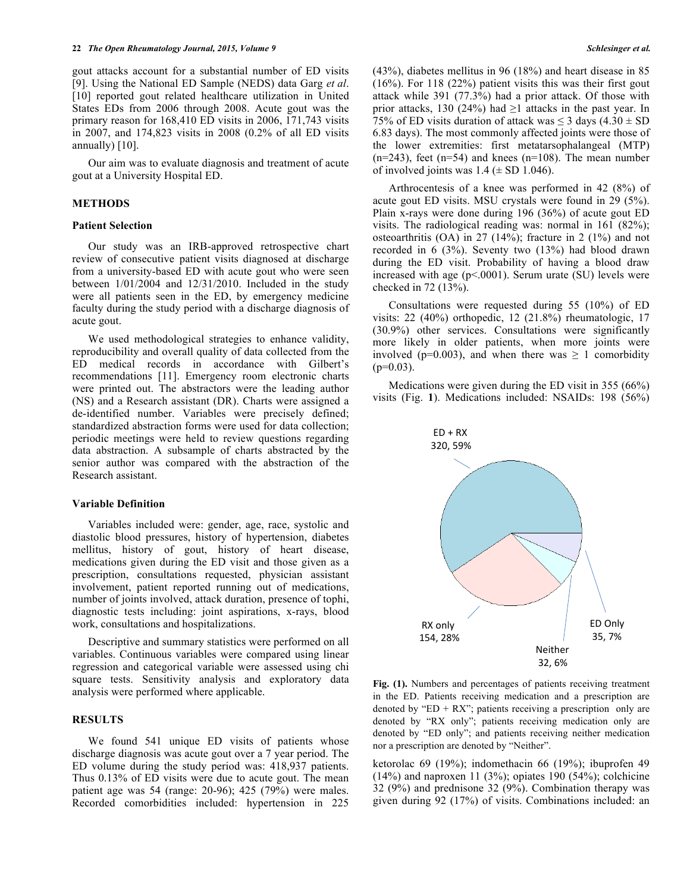gout attacks account for a substantial number of ED visits [9]. Using the National ED Sample (NEDS) data Garg *et al*. [10] reported gout related healthcare utilization in United States EDs from 2006 through 2008. Acute gout was the primary reason for 168,410 ED visits in 2006, 171,743 visits in 2007, and 174,823 visits in 2008 (0.2% of all ED visits annually) [10].

Our aim was to evaluate diagnosis and treatment of acute gout at a University Hospital ED.

## METHODS

### Patient Selection

Our study was an IRB-approved retrospective chart review of consecutive patient visits diagnosed at discharge from a university-based ED with acute gout who were seen between 1/01/2004 and 12/31/2010. Included in the study were all patients seen in the ED, by emergency medicine faculty during the study period with a discharge diagnosis of acute gout.

We used methodological strategies to enhance validity, reproducibility and overall quality of data collected from the ED medical records in accordance with Gilbert's recommendations [11]. Emergency room electronic charts were printed out. The abstractors were the leading author (NS) and a Research assistant (DR). Charts were assigned a de-identified number. Variables were precisely defined; standardized abstraction forms were used for data collection; periodic meetings were held to review questions regarding data abstraction. A subsample of charts abstracted by the senior author was compared with the abstraction of the Research assistant.

### Variable Definition

Variables included were: gender, age, race, systolic and diastolic blood pressures, history of hypertension, diabetes mellitus, history of gout, history of heart disease, medications given during the ED visit and those given as a prescription, consultations requested, physician assistant involvement, patient reported running out of medications, number of joints involved, attack duration, presence of tophi, diagnostic tests including: joint aspirations, x-rays, blood work, consultations and hospitalizations.

Descriptive and summary statistics were performed on all variables. Continuous variables were compared using linear regression and categorical variable were assessed using chi square tests. Sensitivity analysis and exploratory data analysis were performed where applicable.

## RESULTS

We found 541 unique ED visits of patients whose discharge diagnosis was acute gout over a 7 year period. The ED volume during the study period was: 418,937 patients. Thus 0.13% of ED visits were due to acute gout. The mean patient age was 54 (range: 20-96); 425 (79%) were males. Recorded comorbidities included: hypertension in 225 (43%), diabetes mellitus in 96 (18%) and heart disease in 85 (16%). For 118 (22%) patient visits this was their first gout attack while 391 (77.3%) had a prior attack. Of those with prior attacks, 130 (24%) had ≥1 attacks in the past year. In 75% of ED visits duration of attack was ≤ 3 days (4.30 ± SD 6.83 days). The most commonly affected joints were those of the lower extremities: first metatarsophalangeal (MTP) (n=243), feet (n=54) and knees (n=108). The mean number of involved joints was 1.4 (± SD 1.046).

Arthrocentesis of a knee was performed in 42 (8%) of acute gout ED visits. MSU crystals were found in 29 (5%). Plain x-rays were done during 196 (36%) of acute gout ED visits. The radiological reading was: normal in 161 (82%); osteoarthritis (OA) in 27 (14%); fracture in 2 (1%) and not recorded in 6 (3%). Seventy two (13%) had blood drawn during the ED visit. Probability of having a blood draw increased with age ($p<.0001$). Serum urate (SU) levels were checked in 72 (13%).

Consultations were requested during 55 (10%) of ED visits: 22 (40%) orthopedic, 12 (21.8%) rheumatologic, 17 (30.9%) other services. Consultations were significantly more likely in older patients, when more joints were involved ($p=0.003$), and when there was ≥ 1 comorbidity ($p=0.03$).

Medications were given during the ED visit in 355 (66%) visits (Fig. **1**). Medications included: NSAIDs: 198 (56%) ketorolac 69 (19%); indomethacin 66 (19%); ibuprofen 49 (14%) and naproxen 11 (3%); opiates 190 (54%); colchicine 32 (9%) and prednisone 32 (9%). Combination therapy was given during 92 (17%) of visits. Combinations included: an

ED + RX 320, 59%; RX only 154, 28%; Neither 32, 6%; ED Only 35, 7%

**Fig. (1).** Numbers and percentages of patients receiving treatment in the ED. Patients receiving medication and a prescription are denoted by "ED + RX"; patients receiving a prescription only are denoted by "RX only"; patients receiving medication only are denoted by "ED only"; and patients receiving neither medication nor a prescription are denoted by "Neither".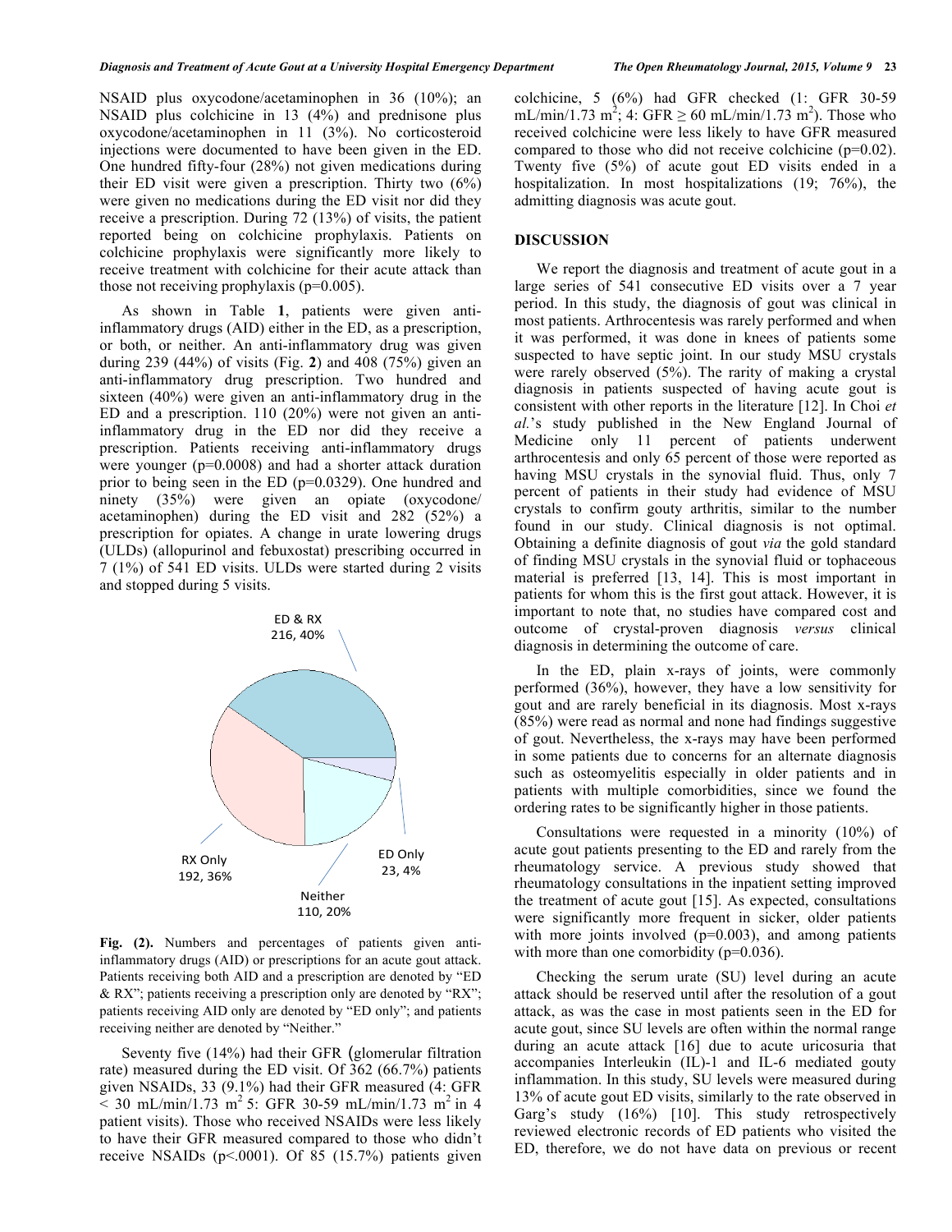NSAID plus oxycodone/acetaminophen in 36 (10%); an NSAID plus colchicine in 13 (4%) and prednisone plus oxycodone/acetaminophen in 11 (3%). No corticosteroid injections were documented to have been given in the ED. One hundred fifty-four (28%) not given medications during their ED visit were given a prescription. Thirty two (6%) were given no medications during the ED visit nor did they receive a prescription. During 72 (13%) of visits, the patient reported being on colchicine prophylaxis. Patients on colchicine prophylaxis were significantly more likely to receive treatment with colchicine for their acute attack than those not receiving prophylaxis (p=0.005).

As shown in Table **1**, patients were given anti-inflammatory drugs (AID) either in the ED, as a prescription, or both, or neither. An anti-inflammatory drug was given during 239 (44%) of visits (Fig. **2**) and 408 (75%) given an anti-inflammatory drug prescription. Two hundred and sixteen (40%) were given an anti-inflammatory drug in the ED and a prescription. 110 (20%) were not given an anti-inflammatory drug in the ED nor did they receive a prescription. Patients receiving anti-inflammatory drugs were younger (p=0.0008) and had a shorter attack duration prior to being seen in the ED (p=0.0329). One hundred and ninety (35%) were given an opiate (oxycodone/acetaminophen) during the ED visit and 282 (52%) a prescription for opiates. A change in urate lowering drugs (ULDs) (allopurinol and febuxostat) prescribing occurred in 7 (1%) of 541 ED visits. ULDs were started during 2 visits and stopped during 5 visits.

**Fig. (2).** Numbers and percentages of patients given anti-inflammatory drugs (AID) or prescriptions for an acute gout attack. Patients receiving both AID and a prescription are denoted by "ED & RX"; patients receiving a prescription only are denoted by "RX"; patients receiving AID only are denoted by "ED only"; and patients receiving neither are denoted by "Neither."

Seventy five (14%) had their GFR (glomerular filtration rate) measured during the ED visit. Of 362 (66.7%) patients given NSAIDs, 33 (9.1%) had their GFR measured (4: GFR < 30 mL/min/1.73 m$^2$ 5: GFR 30-59 mL/min/1.73 m$^2$ in 4 patient visits). Those who received NSAIDs were less likely to have their GFR measured compared to those who didn't receive NSAIDs (p<.0001). Of 85 (15.7%) patients given colchicine, 5 (6%) had GFR checked (1: GFR 30-59 mL/min/1.73 m$^2$; 4: GFR ≥ 60 mL/min/1.73 m$^2$). Those who received colchicine were less likely to have GFR measured compared to those who did not receive colchicine (p=0.02). Twenty five (5%) of acute gout ED visits ended in a hospitalization. In most hospitalizations (19; 76%), the admitting diagnosis was acute gout.

## DISCUSSION

We report the diagnosis and treatment of acute gout in a large series of 541 consecutive ED visits over a 7 year period. In this study, the diagnosis of gout was clinical in most patients. Arthrocentesis was rarely performed and when it was performed, it was done in knees of patients some suspected to have septic joint. In our study MSU crystals were rarely observed (5%). The rarity of making a crystal diagnosis in patients suspected of having acute gout is consistent with other reports in the literature [12]. In Choi *et al.*'s study published in the New England Journal of Medicine only 11 percent of patients underwent arthrocentesis and only 65 percent of those were reported as having MSU crystals in the synovial fluid. Thus, only 7 percent of patients in their study had evidence of MSU crystals to confirm gouty arthritis, similar to the number found in our study. Clinical diagnosis is not optimal. Obtaining a definite diagnosis of gout *via* the gold standard of finding MSU crystals in the synovial fluid or tophaceous material is preferred [13, 14]. This is most important in patients for whom this is the first gout attack. However, it is important to note that, no studies have compared cost and outcome of crystal-proven diagnosis *versus* clinical diagnosis in determining the outcome of care.

In the ED, plain x-rays of joints, were commonly performed (36%), however, they have a low sensitivity for gout and are rarely beneficial in its diagnosis. Most x-rays (85%) were read as normal and none had findings suggestive of gout. Nevertheless, the x-rays may have been performed in some patients due to concerns for an alternate diagnosis such as osteomyelitis especially in older patients and in patients with multiple comorbidities, since we found the ordering rates to be significantly higher in those patients.

Consultations were requested in a minority (10%) of acute gout patients presenting to the ED and rarely from the rheumatology service. A previous study showed that rheumatology consultations in the inpatient setting improved the treatment of acute gout [15]. As expected, consultations were significantly more frequent in sicker, older patients with more joints involved (p=0.003), and among patients with more than one comorbidity (p=0.036).

Checking the serum urate (SU) level during an acute attack should be reserved until after the resolution of a gout attack, as was the case in most patients seen in the ED for acute gout, since SU levels are often within the normal range during an acute attack [16] due to acute uricosuria that accompanies Interleukin (IL)-1 and IL-6 mediated gouty inflammation. In this study, SU levels were measured during 13% of acute gout ED visits, similarly to the rate observed in Garg's study (16%) [10]. This study retrospectively reviewed electronic records of ED patients who visited the ED, therefore, we do not have data on previous or recent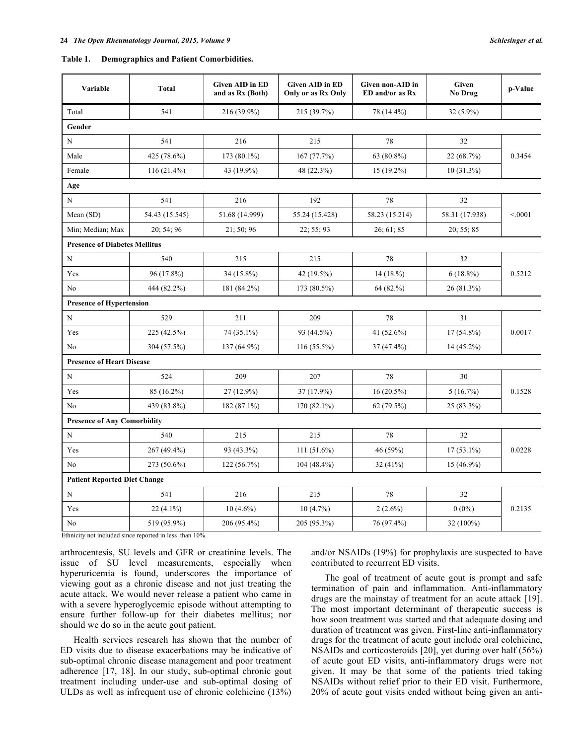**Table 1. Demographics and Patient Comorbidities.**

| Variable | Total | Given AID in ED and as Rx (Both) | Given AID in ED Only or as Rx Only | Given non-AID in ED and/or as Rx | Given No Drug | p-Value |
|---|---|---|---|---|---|---|
| Total | 541 | 216 (39.9%) | 215 (39.7%) | 78 (14.4%) | 32 (5.9%) | |
| **Gender** | | | | | | |
| N | 541 | 216 | 215 | 78 | 32 | 0.3454 |
| Male | 425 (78.6%) | 173 (80.1%) | 167 (77.7%) | 63 (80.8%) | 22 (68.7%) | |
| Female | 116 (21.4%) | 43 (19.9%) | 48 (22.3%) | 15 (19.2%) | 10 (31.3%) | |
| **Age** | | | | | | |
| N | 541 | 216 | 192 | 78 | 32 | <.0001 |
| Mean (SD) | 54.43 (15.545) | 51.68 (14.999) | 55.24 (15.428) | 58.23 (15.214) | 58.31 (17.938) | |
| Min; Median; Max | 20; 54; 96 | 21; 50; 96 | 22; 55; 93 | 26; 61; 85 | 20; 55; 85 | |
| **Presence of Diabetes Mellitus** | | | | | | |
| N | 540 | 215 | 215 | 78 | 32 | 0.5212 |
| Yes | 96 (17.8%) | 34 (15.8%) | 42 (19.5%) | 14 (18.%) | 6 (18.8%) | |
| No | 444 (82.2%) | 181 (84.2%) | 173 (80.5%) | 64 (82.%) | 26 (81.3%) | |
| **Presence of Hypertension** | | | | | | |
| N | 529 | 211 | 209 | 78 | 31 | 0.0017 |
| Yes | 225 (42.5%) | 74 (35.1%) | 93 (44.5%) | 41 (52.6%) | 17 (54.8%) | |
| No | 304 (57.5%) | 137 (64.9%) | 116 (55.5%) | 37 (47.4%) | 14 (45.2%) | |
| **Presence of Heart Disease** | | | | | | |
| N | 524 | 209 | 207 | 78 | 30 | 0.1528 |
| Yes | 85 (16.2%) | 27 (12.9%) | 37 (17.9%) | 16 (20.5%) | 5 (16.7%) | |
| No | 439 (83.8%) | 182 (87.1%) | 170 (82.1%) | 62 (79.5%) | 25 (83.3%) | |
| **Presence of Any Comorbidity** | | | | | | |
| N | 540 | 215 | 215 | 78 | 32 | 0.0228 |
| Yes | 267 (49.4%) | 93 (43.3%) | 111 (51.6%) | 46 (59%) | 17 (53.1%) | |
| No | 273 (50.6%) | 122 (56.7%) | 104 (48.4%) | 32 (41%) | 15 (46.9%) | |
| **Patient Reported Diet Change** | | | | | | |
| N | 541 | 216 | 215 | 78 | 32 | 0.2135 |
| Yes | 22 (4.1%) | 10 (4.6%) | 10 (4.7%) | 2 (2.6%) | 0 (0%) | |
| No | 519 (95.9%) | 206 (95.4%) | 205 (95.3%) | 76 (97.4%) | 32 (100%) | |

Ethnicity not included since reported in less than 10%.

arthrocentesis, SU levels and GFR or creatinine levels. The issue of SU level measurements, especially when hyperuricemia is found, underscores the importance of viewing gout as a chronic disease and not just treating the acute attack. We would never release a patient who came in with a severe hyperoglycemic episode without attempting to ensure further follow-up for their diabetes mellitus; nor should we do so in the acute gout patient.

Health services research has shown that the number of ED visits due to disease exacerbations may be indicative of sub-optimal chronic disease management and poor treatment adherence [17, 18]. In our study, sub-optimal chronic gout treatment including under-use and sub-optimal dosing of ULDs as well as infrequent use of chronic colchicine (13%) and/or NSAIDs (19%) for prophylaxis are suspected to have contributed to recurrent ED visits.

The goal of treatment of acute gout is prompt and safe termination of pain and inflammation. Anti-inflammatory drugs are the mainstay of treatment for an acute attack [19]. The most important determinant of therapeutic success is how soon treatment was started and that adequate dosing and duration of treatment was given. First-line anti-inflammatory drugs for the treatment of acute gout include oral colchicine, NSAIDs and corticosteroids [20], yet during over half (56%) of acute gout ED visits, anti-inflammatory drugs were not given. It may be that some of the patients tried taking NSAIDs without relief prior to their ED visit. Furthermore, 20% of acute gout visits ended without being given an anti-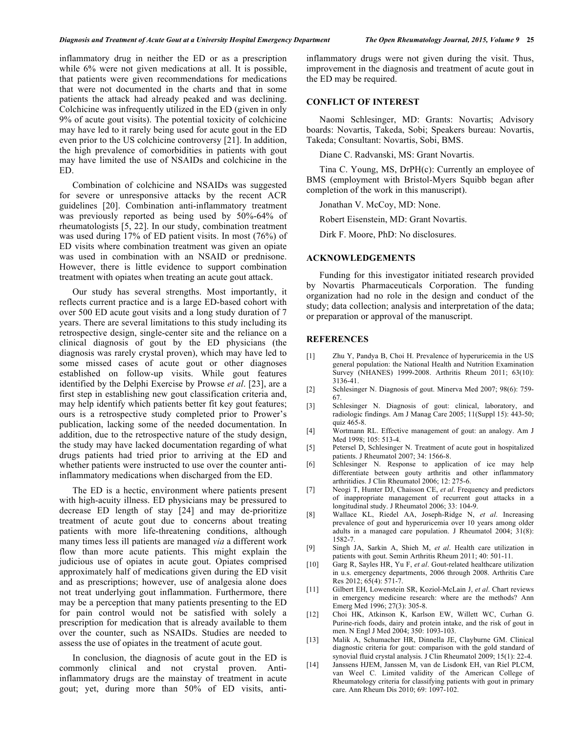inflammatory drug in neither the ED or as a prescription while 6% were not given medications at all. It is possible, that patients were given recommendations for medications that were not documented in the charts and that in some patients the attack had already peaked and was declining. Colchicine was infrequently utilized in the ED (given in only 9% of acute gout visits). The potential toxicity of colchicine may have led to it rarely being used for acute gout in the ED even prior to the US colchicine controversy [21]. In addition, the high prevalence of comorbidities in patients with gout may have limited the use of NSAIDs and colchicine in the ED.

Combination of colchicine and NSAIDs was suggested for severe or unresponsive attacks by the recent ACR guidelines [20]. Combination anti-inflammatory treatment was previously reported as being used by 50%-64% of rheumatologists [5, 22]. In our study, combination treatment was used during 17% of ED patient visits. In most (76%) of ED visits where combination treatment was given an opiate was used in combination with an NSAID or prednisone. However, there is little evidence to support combination treatment with opiates when treating an acute gout attack.

Our study has several strengths. Most importantly, it reflects current practice and is a large ED-based cohort with over 500 ED acute gout visits and a long study duration of 7 years. There are several limitations to this study including its retrospective design, single-center site and the reliance on a clinical diagnosis of gout by the ED physicians (the diagnosis was rarely crystal proven), which may have led to some missed cases of acute gout or other diagnoses established on follow-up visits. While gout features identified by the Delphi Exercise by Prowse *et al*. [23], are a first step in establishing new gout classification criteria and, may help identify which patients better fit key gout features; ours is a retrospective study completed prior to Prower's publication, lacking some of the needed documentation. In addition, due to the retrospective nature of the study design, the study may have lacked documentation regarding of what drugs patients had tried prior to arriving at the ED and whether patients were instructed to use over the counter anti-inflammatory medications when discharged from the ED.

The ED is a hectic, environment where patients present with high-acuity illness. ED physicians may be pressured to decrease ED length of stay [24] and may de-prioritize treatment of acute gout due to concerns about treating patients with more life-threatening conditions, although many times less ill patients are managed *via* a different work flow than more acute patients. This might explain the judicious use of opiates in acute gout. Opiates comprised approximately half of medications given during the ED visit and as prescriptions; however, use of analgesia alone does not treat underlying gout inflammation. Furthermore, there may be a perception that many patients presenting to the ED for pain control would not be satisfied with solely a prescription for medication that is already available to them over the counter, such as NSAIDs. Studies are needed to assess the use of opiates in the treatment of acute gout.

In conclusion, the diagnosis of acute gout in the ED is commonly clinical and not crystal proven. Anti-inflammatory drugs are the mainstay of treatment in acute gout; yet, during more than 50% of ED visits, anti-inflammatory drugs were not given during the visit. Thus, improvement in the diagnosis and treatment of acute gout in the ED may be required.

## CONFLICT OF INTEREST

Naomi Schlesinger, MD: Grants: Novartis; Advisory boards: Novartis, Takeda, Sobi; Speakers bureau: Novartis, Takeda; Consultant: Novartis, Sobi, BMS.

Diane C. Radvanski, MS: Grant Novartis.

Tina C. Young, MS, DrPH(c): Currently an employee of BMS (employment with Bristol-Myers Squibb began after completion of the work in this manuscript).

Jonathan V. McCoy, MD: None.

Robert Eisenstein, MD: Grant Novartis.

Dirk F. Moore, PhD: No disclosures.

## ACKNOWLEDGEMENTS

Funding for this investigator initiated research provided by Novartis Pharmaceuticals Corporation. The funding organization had no role in the design and conduct of the study; data collection; analysis and interpretation of the data; or preparation or approval of the manuscript.

## REFERENCES

[1] Zhu Y, Pandya B, Choi H. Prevalence of hyperuricemia in the US general population: the National Health and Nutrition Examination Survey (NHANES) 1999-2008. Arthritis Rheum 2011; 63(10): 3136-41.

[2] Schlesinger N. Diagnosis of gout. Minerva Med 2007; 98(6): 759-67.

[3] Schlesinger N. Diagnosis of gout: clinical, laboratory, and radiologic findings. Am J Manag Care 2005; 11(Suppl 15): 443-50; quiz 465-8.

[4] Wortmann RL. Effective management of gout: an analogy. Am J Med 1998; 105: 513-4.

[5] Petersel D, Schlesinger N. Treatment of acute gout in hospitalized patients. J Rheumatol 2007; 34: 1566-8.

[6] Schlesinger N. Response to application of ice may help differentiate between gouty arthritis and other inflammatory arthritidies. J Clin Rheumatol 2006; 12: 275-6.

[7] Neogi T, Hunter DJ, Chaisson CE, *et al*. Frequency and predictors of inappropriate management of recurrent gout attacks in a longitudinal study. J Rheumatol 2006; 33: 104-9.

[8] Wallace KL, Riedel AA, Joseph-Ridge N, *et al*. Increasing prevalence of gout and hyperuricemia over 10 years among older adults in a managed care population. J Rheumatol 2004; 31(8): 1582-7.

[9] Singh JA, Sarkin A, Shieh M, *et al*. Health care utilization in patients with gout. Semin Arthritis Rheum 2011; 40: 501-11.

[10] Garg R, Sayles HR, Yu F, *et al*. Gout-related healthcare utilization in u.s. emergency departments, 2006 through 2008. Arthritis Care Res 2012; 65(4): 571-7.

[11] Gilbert EH, Lowenstein SR, Koziol-McLain J, *et al*. Chart reviews in emergency medicine research: where are the methods? Ann Emerg Med 1996; 27(3): 305-8.

[12] Choi HK, Atkinson K, Karlson EW, Willett WC, Curhan G. Purine-rich foods, dairy and protein intake, and the risk of gout in men. N Engl J Med 2004; 350: 1093-103.

[13] Malik A, Schumacher HR, Dinnella JE, Clayburne GM. Clinical diagnostic criteria for gout: comparison with the gold standard of synovial fluid crystal analysis. J Clin Rheumatol 2009; 15(1): 22-4.

[14] Janssens HJEM, Janssen M, van de Lisdonk EH, van Riel PLCM, van Weel C. Limited validity of the American College of Rheumatology criteria for classifying patients with gout in primary care. Ann Rheum Dis 2010; 69: 1097-102.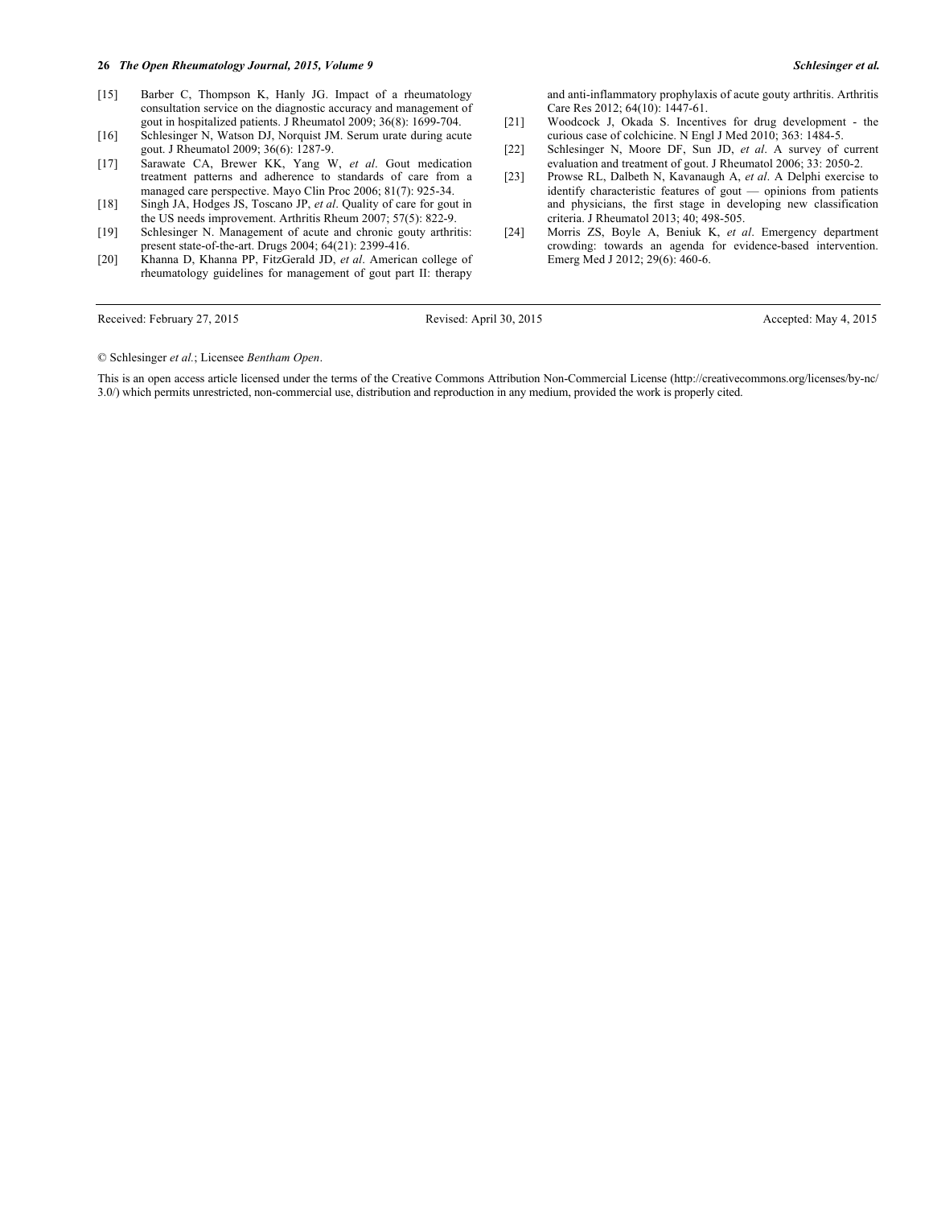[15] Barber C, Thompson K, Hanly JG. Impact of a rheumatology consultation service on the diagnostic accuracy and management of gout in hospitalized patients. J Rheumatol 2009; 36(8): 1699-704.

[16] Schlesinger N, Watson DJ, Norquist JM. Serum urate during acute gout. J Rheumatol 2009; 36(6): 1287-9.

[17] Sarawate CA, Brewer KK, Yang W, *et al*. Gout medication treatment patterns and adherence to standards of care from a managed care perspective. Mayo Clin Proc 2006; 81(7): 925-34.

[18] Singh JA, Hodges JS, Toscano JP, *et al*. Quality of care for gout in the US needs improvement. Arthritis Rheum 2007; 57(5): 822-9.

[19] Schlesinger N. Management of acute and chronic gouty arthritis: present state-of-the-art. Drugs 2004; 64(21): 2399-416.

[20] Khanna D, Khanna PP, FitzGerald JD, *et al*. American college of rheumatology guidelines for management of gout part II: therapy and anti-inflammatory prophylaxis of acute gouty arthritis. Arthritis Care Res 2012; 64(10): 1447-61.

[21] Woodcock J, Okada S. Incentives for drug development - the curious case of colchicine. N Engl J Med 2010; 363: 1484-5.

[22] Schlesinger N, Moore DF, Sun JD, *et al*. A survey of current evaluation and treatment of gout. J Rheumatol 2006; 33: 2050-2.

[23] Prowse RL, Dalbeth N, Kavanaugh A, *et al*. A Delphi exercise to identify characteristic features of gout — opinions from patients and physicians, the first stage in developing new classification criteria. J Rheumatol 2013; 40; 498-505.

[24] Morris ZS, Boyle A, Beniuk K, *et al*. Emergency department crowding: towards an agenda for evidence-based intervention. Emerg Med J 2012; 29(6): 460-6.

---

Received: February 27, 2015 Revised: April 30, 2015 Accepted: May 4, 2015

© Schlesinger *et al.*; Licensee *Bentham Open*.

This is an open access article licensed under the terms of the Creative Commons Attribution Non-Commercial License (http://creativecommons.org/licenses/by-nc/3.0/) which permits unrestricted, non-commercial use, distribution and reproduction in any medium, provided the work is properly cited.